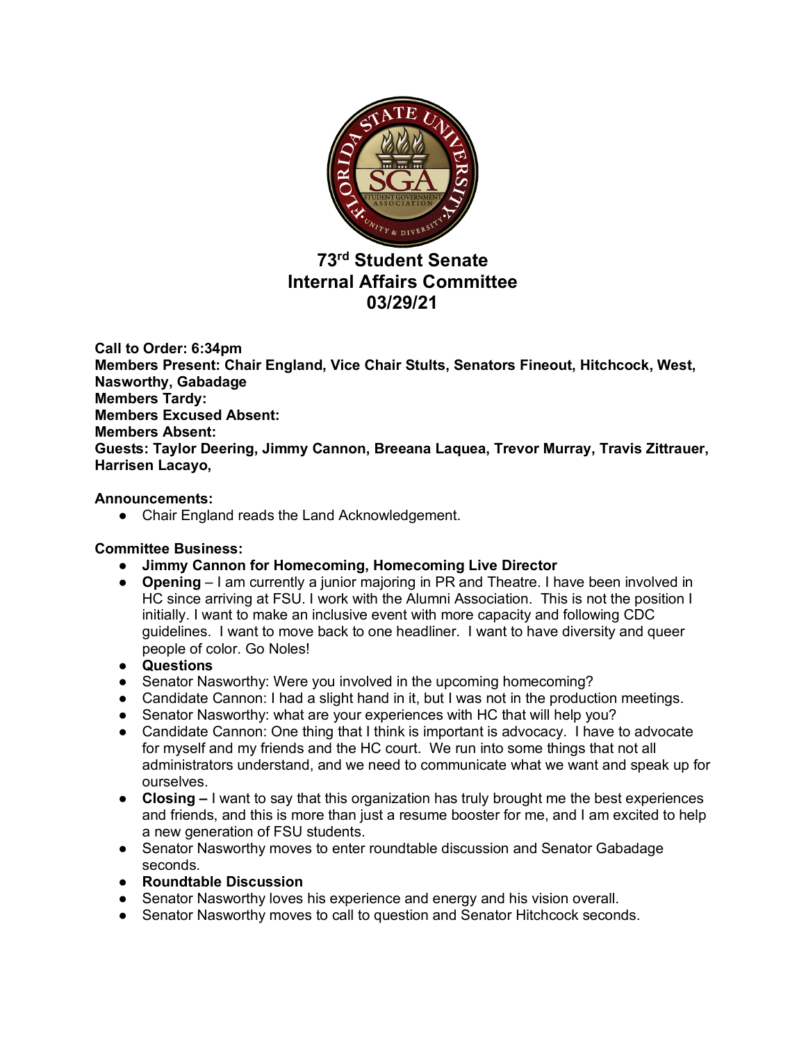# 73rd Student Senate
# Internal Affairs Committee
# 03/29/21

**Call to Order: 6:34pm**
**Members Present: Chair England, Vice Chair Stults, Senators Fineout, Hitchcock, West, Nasworthy, Gabadage**
**Members Tardy:**
**Members Excused Absent:**
**Members Absent:**
**Guests: Taylor Deering, Jimmy Cannon, Breeana Laquea, Trevor Murray, Travis Zittrauer, Harrisen Lacayo,**

**Announcements:**

- Chair England reads the Land Acknowledgement.

**Committee Business:**

- **Jimmy Cannon for Homecoming, Homecoming Live Director**
- **Opening** – I am currently a junior majoring in PR and Theatre. I have been involved in HC since arriving at FSU. I work with the Alumni Association. This is not the position I initially. I want to make an inclusive event with more capacity and following CDC guidelines. I want to move back to one headliner. I want to have diversity and queer people of color. Go Noles!
- **Questions**
- Senator Nasworthy: Were you involved in the upcoming homecoming?
- Candidate Cannon: I had a slight hand in it, but I was not in the production meetings.
- Senator Nasworthy: what are your experiences with HC that will help you?
- Candidate Cannon: One thing that I think is important is advocacy. I have to advocate for myself and my friends and the HC court. We run into some things that not all administrators understand, and we need to communicate what we want and speak up for ourselves.
- **Closing –** I want to say that this organization has truly brought me the best experiences and friends, and this is more than just a resume booster for me, and I am excited to help a new generation of FSU students.
- Senator Nasworthy moves to enter roundtable discussion and Senator Gabadage seconds.
- **Roundtable Discussion**
- Senator Nasworthy loves his experience and energy and his vision overall.
- Senator Nasworthy moves to call to question and Senator Hitchcock seconds.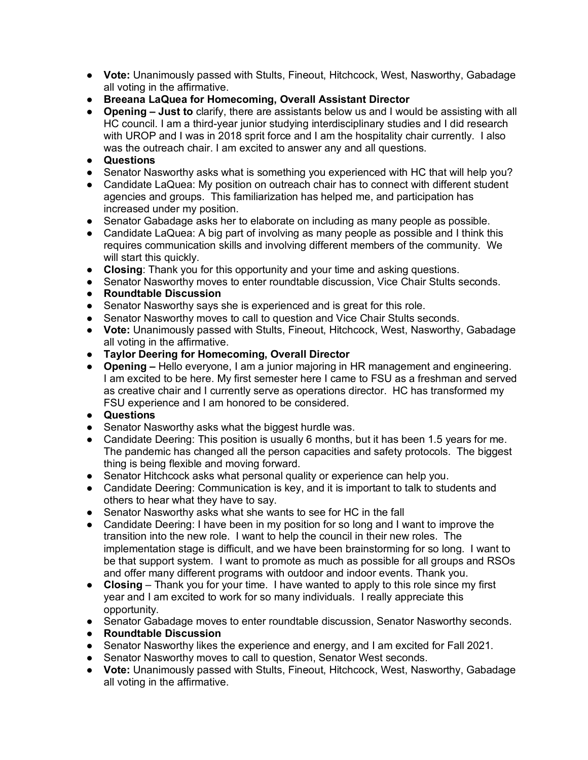- **Vote:** Unanimously passed with Stults, Fineout, Hitchcock, West, Nasworthy, Gabadage all voting in the affirmative.
- **Breeana LaQuea for Homecoming, Overall Assistant Director**
- **Opening – Just to** clarify, there are assistants below us and I would be assisting with all HC council. I am a third-year junior studying interdisciplinary studies and I did research with UROP and I was in 2018 sprit force and I am the hospitality chair currently. I also was the outreach chair. I am excited to answer any and all questions.
- **Questions**
- Senator Nasworthy asks what is something you experienced with HC that will help you?
- Candidate LaQuea: My position on outreach chair has to connect with different student agencies and groups. This familiarization has helped me, and participation has increased under my position.
- Senator Gabadage asks her to elaborate on including as many people as possible.
- Candidate LaQuea: A big part of involving as many people as possible and I think this requires communication skills and involving different members of the community. We will start this quickly.
- **Closing**: Thank you for this opportunity and your time and asking questions.
- Senator Nasworthy moves to enter roundtable discussion, Vice Chair Stults seconds.
- **Roundtable Discussion**
- Senator Nasworthy says she is experienced and is great for this role.
- Senator Nasworthy moves to call to question and Vice Chair Stults seconds.
- **Vote:** Unanimously passed with Stults, Fineout, Hitchcock, West, Nasworthy, Gabadage all voting in the affirmative.
- **Taylor Deering for Homecoming, Overall Director**
- **Opening –** Hello everyone, I am a junior majoring in HR management and engineering. I am excited to be here. My first semester here I came to FSU as a freshman and served as creative chair and I currently serve as operations director. HC has transformed my FSU experience and I am honored to be considered.
- **Questions**
- Senator Nasworthy asks what the biggest hurdle was.
- Candidate Deering: This position is usually 6 months, but it has been 1.5 years for me. The pandemic has changed all the person capacities and safety protocols. The biggest thing is being flexible and moving forward.
- Senator Hitchcock asks what personal quality or experience can help you.
- Candidate Deering: Communication is key, and it is important to talk to students and others to hear what they have to say.
- Senator Nasworthy asks what she wants to see for HC in the fall
- Candidate Deering: I have been in my position for so long and I want to improve the transition into the new role. I want to help the council in their new roles. The implementation stage is difficult, and we have been brainstorming for so long. I want to be that support system. I want to promote as much as possible for all groups and RSOs and offer many different programs with outdoor and indoor events. Thank you.
- **Closing** – Thank you for your time. I have wanted to apply to this role since my first year and I am excited to work for so many individuals. I really appreciate this opportunity.
- Senator Gabadage moves to enter roundtable discussion, Senator Nasworthy seconds.
- **Roundtable Discussion**
- Senator Nasworthy likes the experience and energy, and I am excited for Fall 2021.
- Senator Nasworthy moves to call to question, Senator West seconds.
- **Vote:** Unanimously passed with Stults, Fineout, Hitchcock, West, Nasworthy, Gabadage all voting in the affirmative.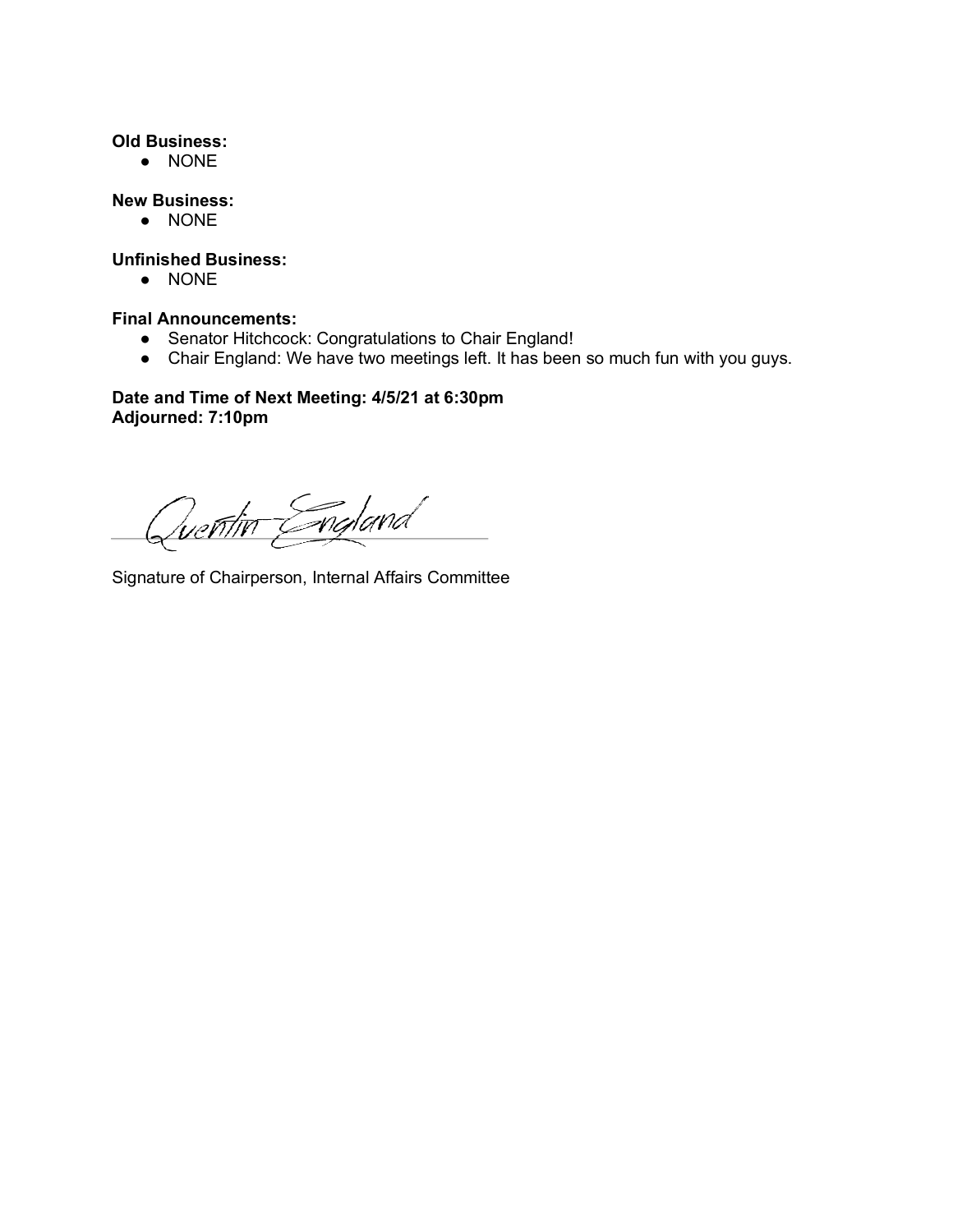**Old Business:**
- NONE

**New Business:**
- NONE

**Unfinished Business:**
- NONE

**Final Announcements:**
- Senator Hitchcock: Congratulations to Chair England!
- Chair England: We have two meetings left. It has been so much fun with you guys.

**Date and Time of Next Meeting: 4/5/21 at 6:30pm**
**Adjourned: 7:10pm**

Quentin England

Signature of Chairperson, Internal Affairs Committee